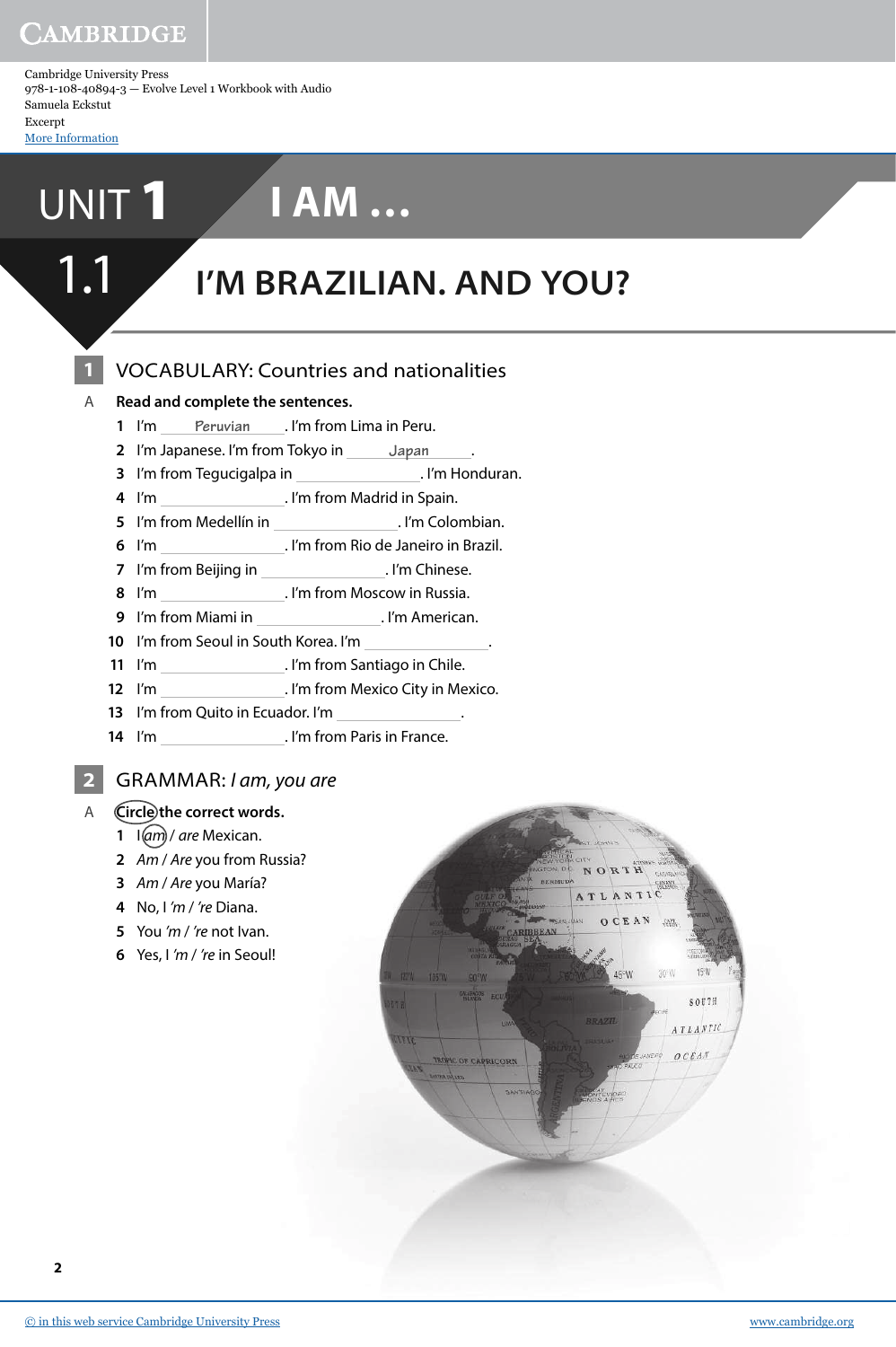Cambridge University Press
978-1-108-40894-3 — Evolve Level 1 Workbook with Audio
Samuela Eckstut
Excerpt
More Information

# UNIT 1 I AM ...

## 1.1 I'M BRAZILIAN. AND YOU?

### 1 VOCABULARY: Countries and nationalities

A **Read and complete the sentences.**

1. I'm ___Peruvian___. I'm from Lima in Peru.
2. I'm Japanese. I'm from Tokyo in ___Japan___.
3. I'm from Tegucigalpa in ______________. I'm Honduran.
4. I'm ______________. I'm from Madrid in Spain.
5. I'm from Medellín in ______________. I'm Colombian.
6. I'm ______________. I'm from Rio de Janeiro in Brazil.
7. I'm from Beijing in ______________. I'm Chinese.
8. I'm ______________. I'm from Moscow in Russia.
9. I'm from Miami in ______________. I'm American.
10. I'm from Seoul in South Korea. I'm ______________.
11. I'm ______________. I'm from Santiago in Chile.
12. I'm ______________. I'm from Mexico City in Mexico.
13. I'm from Quito in Ecuador. I'm ______________.
14. I'm ______________. I'm from Paris in France.

### 2 GRAMMAR: *I am, you are*

A **Circle the correct words.**

1. I (*am*) / *are* Mexican.
2. *Am* / *Are* you from Russia?
3. *Am* / *Are* you María?
4. No, I *'m* / *'re* Diana.
5. You *'m* / *'re* not Ivan.
6. Yes, I *'m* / *'re* in Seoul!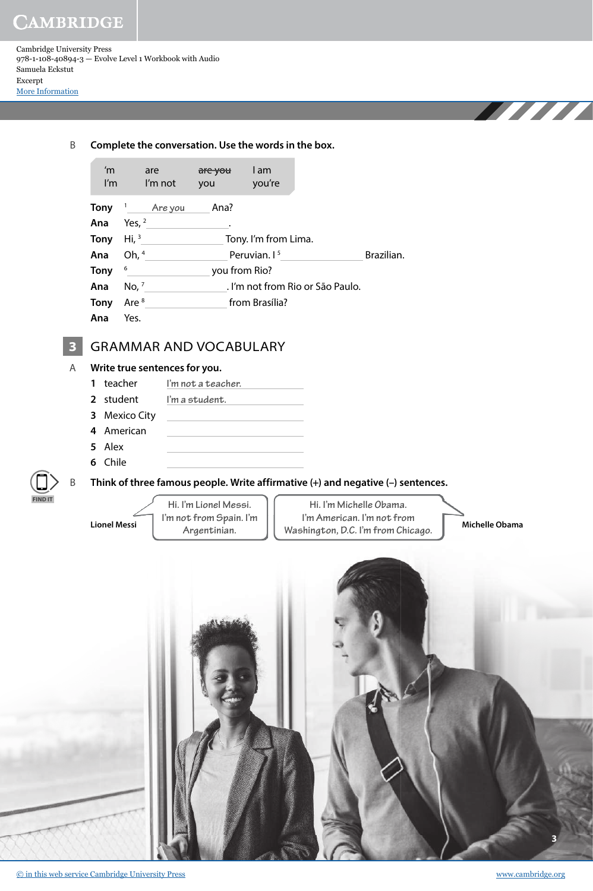B **Complete the conversation. Use the words in the box.**

| 'm | are | ~~are you~~ | I am |
|---|---|---|---|
| I'm | I'm not | you | you're |

**Tony** [1] *Are you* Ana?

**Ana** Yes, [2] ______________.

**Tony** Hi, [3] ______________ Tony. I'm from Lima.

**Ana** Oh, [4] ______________ Peruvian. I [5] ______________ Brazilian.

**Tony** [6] ______________ you from Rio?

**Ana** No, [7] ______________. I'm not from Rio or São Paulo.

**Tony** Are [8] ______________ from Brasília?

**Ana** Yes.

## 3 GRAMMAR AND VOCABULARY

A **Write true sentences for you.**

1. teacher *I'm not a teacher.*
2. student *I'm a student.*
3. Mexico City ______________
4. American ______________
5. Alex ______________
6. Chile ______________

FIND IT

B **Think of three famous people. Write affirmative (+) and negative (–) sentences.**

**Lionel Messi** — *Hi. I'm Lionel Messi. I'm not from Spain. I'm Argentinian.*

**Michelle Obama** — *Hi. I'm Michelle Obama. I'm American. I'm not from Washington, D.C. I'm from Chicago.*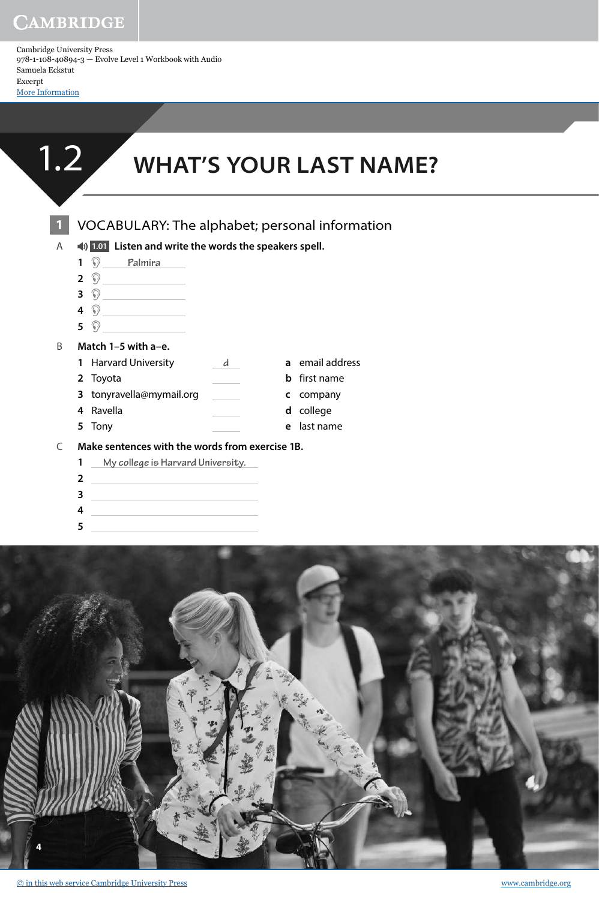Cambridge University Press
978-1-108-40894-3 — Evolve Level 1 Workbook with Audio
Samuela Eckstut
Excerpt
More Information

# 1.2 WHAT'S YOUR LAST NAME?

## 1 VOCABULARY: The alphabet; personal information

A **1.01 Listen and write the words the speakers spell.**

1 Palmira
2 ______
3 ______
4 ______
5 ______

B **Match 1–5 with a–e.**

1 Harvard University _d_ &nbsp;&nbsp;&nbsp; a email address
2 Toyota ____ &nbsp;&nbsp;&nbsp; b first name
3 tonyravella@mymail.org ____ &nbsp;&nbsp;&nbsp; c company
4 Ravella ____ &nbsp;&nbsp;&nbsp; d college
5 Tony ____ &nbsp;&nbsp;&nbsp; e last name

C **Make sentences with the words from exercise 1B.**

1 My college is Harvard University.
2 ______
3 ______
4 ______
5 ______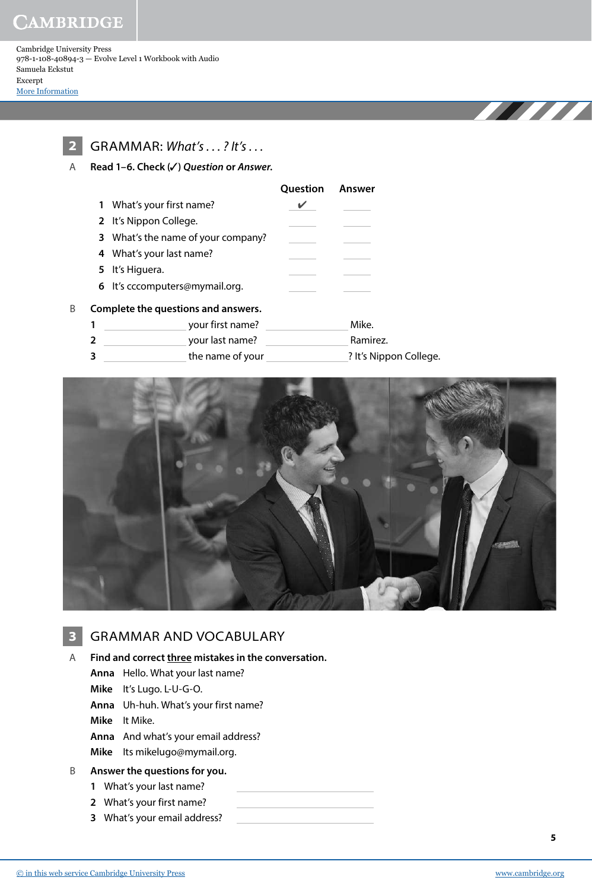## 2 GRAMMAR: *What's . . . ? It's . . .*

A **Read 1–6. Check (✓) *Question* or *Answer*.**

| | Question | Answer |
|---|---|---|
| **1** What's your first name? | ✔ | ____ |
| **2** It's Nippon College. | ____ | ____ |
| **3** What's the name of your company? | ____ | ____ |
| **4** What's your last name? | ____ | ____ |
| **5** It's Higuera. | ____ | ____ |
| **6** It's cccomputers@mymail.org. | ____ | ____ |

B **Complete the questions and answers.**

**1** ______________ your first name? ______________ Mike.

**2** ______________ your last name? ______________ Ramirez.

**3** ______________ the name of your ______________? It's Nippon College.

## 3 GRAMMAR AND VOCABULARY

A **Find and correct <u>three</u> mistakes in the conversation.**

**Anna** Hello. What your last name?

**Mike** It's Lugo. L-U-G-O.

**Anna** Uh-huh. What's your first name?

**Mike** It Mike.

**Anna** And what's your email address?

**Mike** Its mikelugo@mymail.org.

B **Answer the questions for you.**

**1** What's your last name? ______________________

**2** What's your first name? ______________________

**3** What's your email address? ______________________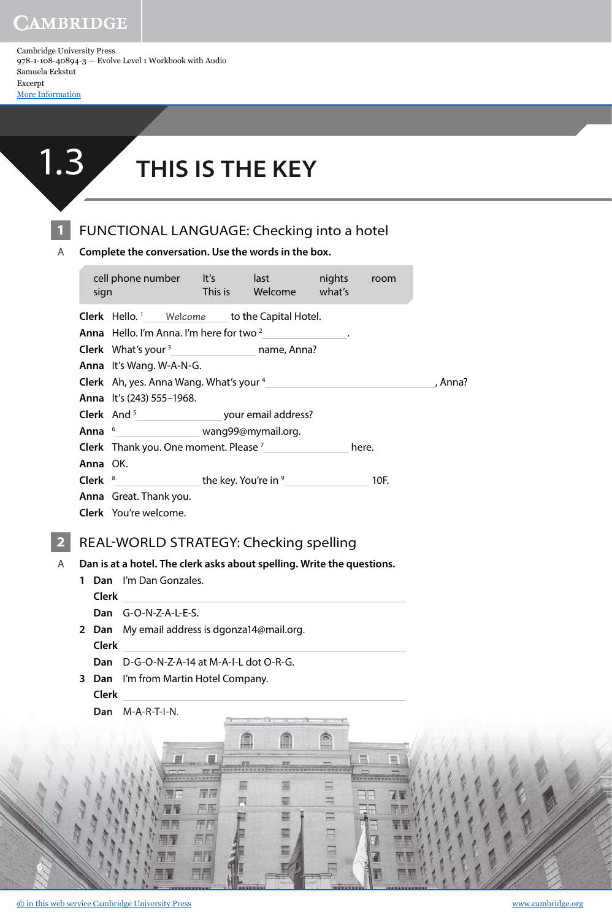# 1.3 THIS IS THE KEY

## 1 FUNCTIONAL LANGUAGE: Checking into a hotel

A **Complete the conversation. Use the words in the box.**

| cell phone number | It's | last | nights | room |
|---|---|---|---|---|
| sign | This is | ~~Welcome~~ | what's | |

**Clerk** Hello. [1] *Welcome* to the Capital Hotel.
**Anna** Hello. I'm Anna. I'm here for two [2] ________.
**Clerk** What's your [3] ________ name, Anna?
**Anna** It's Wang. W-A-N-G.
**Clerk** Ah, yes. Anna Wang. What's your [4] ________, Anna?
**Anna** It's (243) 555–1968.
**Clerk** And [5] ________ your email address?
**Anna** [6] ________ wang99@mymail.org.
**Clerk** Thank you. One moment. Please [7] ________ here.
**Anna** OK.
**Clerk** [8] ________ the key. You're in [9] ________ 10F.
**Anna** Great. Thank you.
**Clerk** You're welcome.

## 2 REAL-WORLD STRATEGY: Checking spelling

A **Dan is at a hotel. The clerk asks about spelling. Write the questions.**

1 **Dan** I'm Dan Gonzales.
**Clerk** ________
**Dan** G-O-N-Z-A-L-E-S.

2 **Dan** My email address is dgonza14@mail.org.
**Clerk** ________
**Dan** D-G-O-N-Z-A-14 at M-A-I-L dot O-R-G.

3 **Dan** I'm from Martin Hotel Company.
**Clerk** ________
**Dan** M-A-R-T-I-N.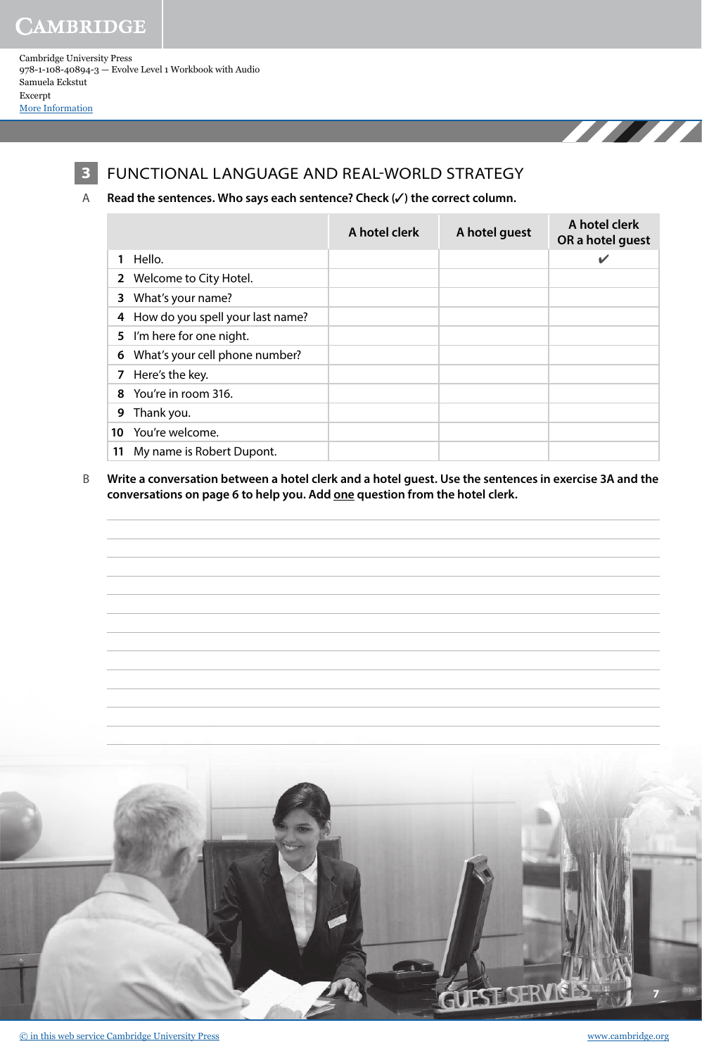## 3 FUNCTIONAL LANGUAGE AND REAL-WORLD STRATEGY

A **Read the sentences. Who says each sentence? Check (✓) the correct column.**

| | A hotel clerk | A hotel guest | A hotel clerk OR a hotel guest |
|---|---|---|---|
| **1** Hello. | | | ✓ |
| **2** Welcome to City Hotel. | | | |
| **3** What's your name? | | | |
| **4** How do you spell your last name? | | | |
| **5** I'm here for one night. | | | |
| **6** What's your cell phone number? | | | |
| **7** Here's the key. | | | |
| **8** You're in room 316. | | | |
| **9** Thank you. | | | |
| **10** You're welcome. | | | |
| **11** My name is Robert Dupont. | | | |

B **Write a conversation between a hotel clerk and a hotel guest. Use the sentences in exercise 3A and the conversations on page 6 to help you. Add one question from the hotel clerk.**

______________________________________________

______________________________________________

______________________________________________

______________________________________________

______________________________________________

______________________________________________

______________________________________________

______________________________________________

______________________________________________

______________________________________________

______________________________________________

______________________________________________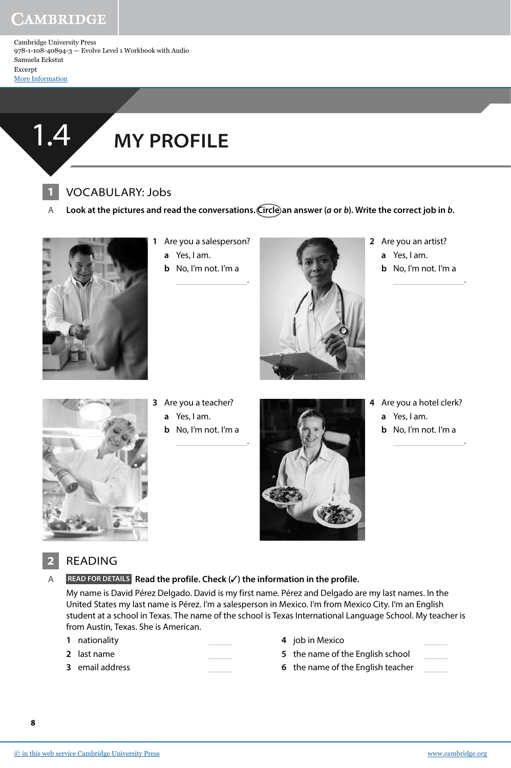# 1.4 MY PROFILE

## 1 VOCABULARY: Jobs

A **Look at the pictures and read the conversations. Circle an answer (*a* or *b*). Write the correct job in *b*.**

**1** Are you a salesperson?
- **a** Yes, I am.
- **b** No, I'm not. I'm a ______________.

**2** Are you an artist?
- **a** Yes, I am.
- **b** No, I'm not. I'm a ______________.

**3** Are you a teacher?
- **a** Yes, I am.
- **b** No, I'm not. I'm a ______________.

**4** Are you a hotel clerk?
- **a** Yes, I am.
- **b** No, I'm not. I'm a ______________.

## 2 READING

A **READ FOR DETAILS Read the profile. Check (✓) the information in the profile.**

My name is David Pérez Delgado. David is my first name. Pérez and Delgado are my last names. In the United States my last name is Pérez. I'm a salesperson in Mexico. I'm from Mexico City. I'm an English student at a school in Texas. The name of the school is Texas International Language School. My teacher is from Austin, Texas. She is American.

**1** nationality ______

**2** last name ______

**3** email address ______

**4** job in Mexico ______

**5** the name of the English school ______

**6** the name of the English teacher ______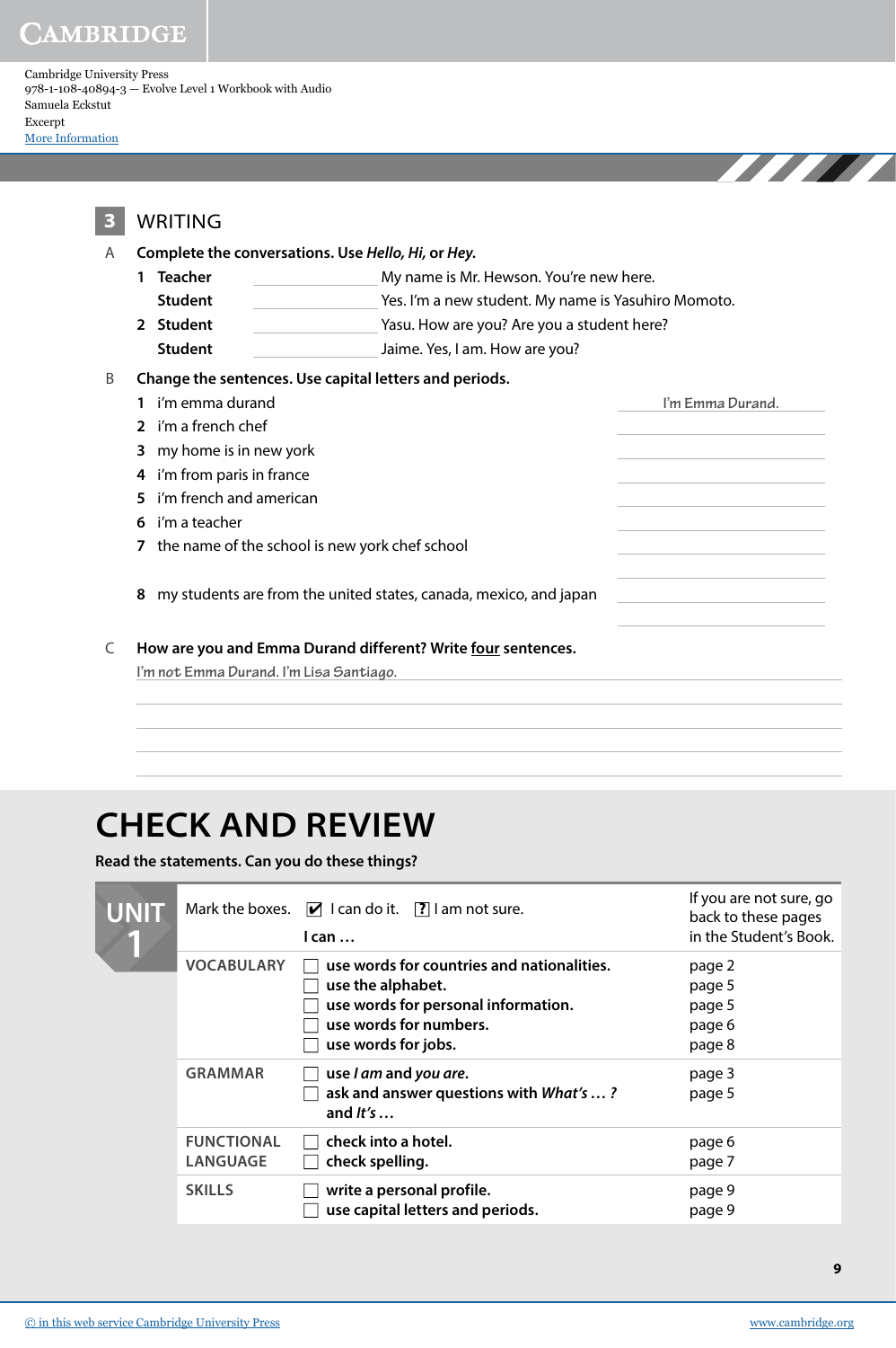## 3 WRITING

A **Complete the conversations. Use *Hello, Hi,* or *Hey*.**

1 **Teacher** ______________ My name is Mr. Hewson. You're new here.
**Student** ______________ Yes. I'm a new student. My name is Yasuhiro Momoto.

2 **Student** ______________ Yasu. How are you? Are you a student here?
**Student** ______________ Jaime. Yes, I am. How are you?

B **Change the sentences. Use capital letters and periods.**

1 i'm emma durand — *I'm Emma Durand.*
2 i'm a french chef ______________
3 my home is in new york ______________
4 i'm from paris in france ______________
5 i'm french and american ______________
6 i'm a teacher ______________
7 the name of the school is new york chef school ______________
8 my students are from the united states, canada, mexico, and japan ______________

C **How are you and Emma Durand different? Write four sentences.**

*I'm not Emma Durand. I'm Lisa Santiago.*
______________
______________
______________
______________

# CHECK AND REVIEW

**Read the statements. Can you do these things?**

| UNIT 1 | Mark the boxes. ☑ I can do it. ? I am not sure. **I can …** | If you are not sure, go back to these pages in the Student's Book. |
|---|---|---|
| VOCABULARY | ☐ **use words for countries and nationalities.** | page 2 |
| | ☐ **use the alphabet.** | page 5 |
| | ☐ **use words for personal information.** | page 5 |
| | ☐ **use words for numbers.** | page 6 |
| | ☐ **use words for jobs.** | page 8 |
| GRAMMAR | ☐ **use *I am* and *you are*.** | page 3 |
| | ☐ **ask and answer questions with *What's … ?* and *It's …*** | page 5 |
| FUNCTIONAL LANGUAGE | ☐ **check into a hotel.** | page 6 |
| | ☐ **check spelling.** | page 7 |
| SKILLS | ☐ **write a personal profile.** | page 9 |
| | ☐ **use capital letters and periods.** | page 9 |